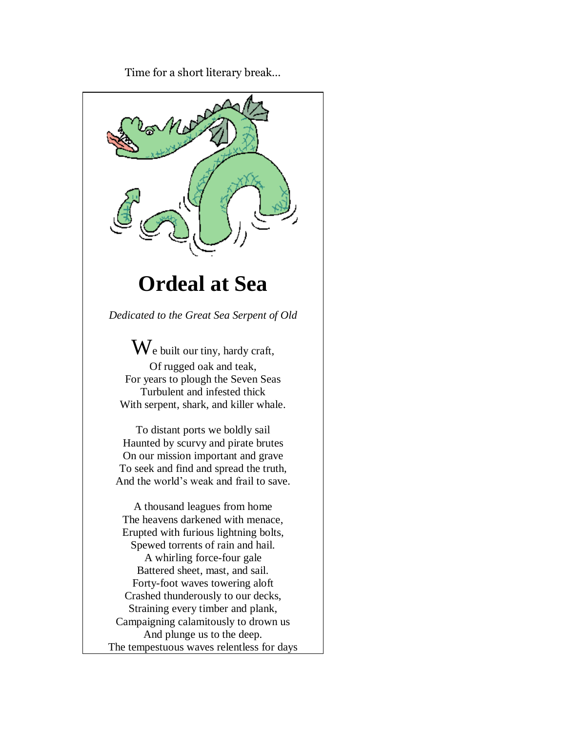Time for a short literary break...

# Ordeal at Sea

*Dedicated to the Great Sea Serpent of Old*

We built our tiny, hardy craft,
Of rugged oak and teak,
For years to plough the Seven Seas
Turbulent and infested thick
With serpent, shark, and killer whale.

To distant ports we boldly sail
Haunted by scurvy and pirate brutes
On our mission important and grave
To seek and find and spread the truth,
And the world's weak and frail to save.

A thousand leagues from home
The heavens darkened with menace,
Erupted with furious lightning bolts,
Spewed torrents of rain and hail.
A whirling force-four gale
Battered sheet, mast, and sail.
Forty-foot waves towering aloft
Crashed thunderously to our decks,
Straining every timber and plank,
Campaigning calamitously to drown us
And plunge us to the deep.
The tempestuous waves relentless for days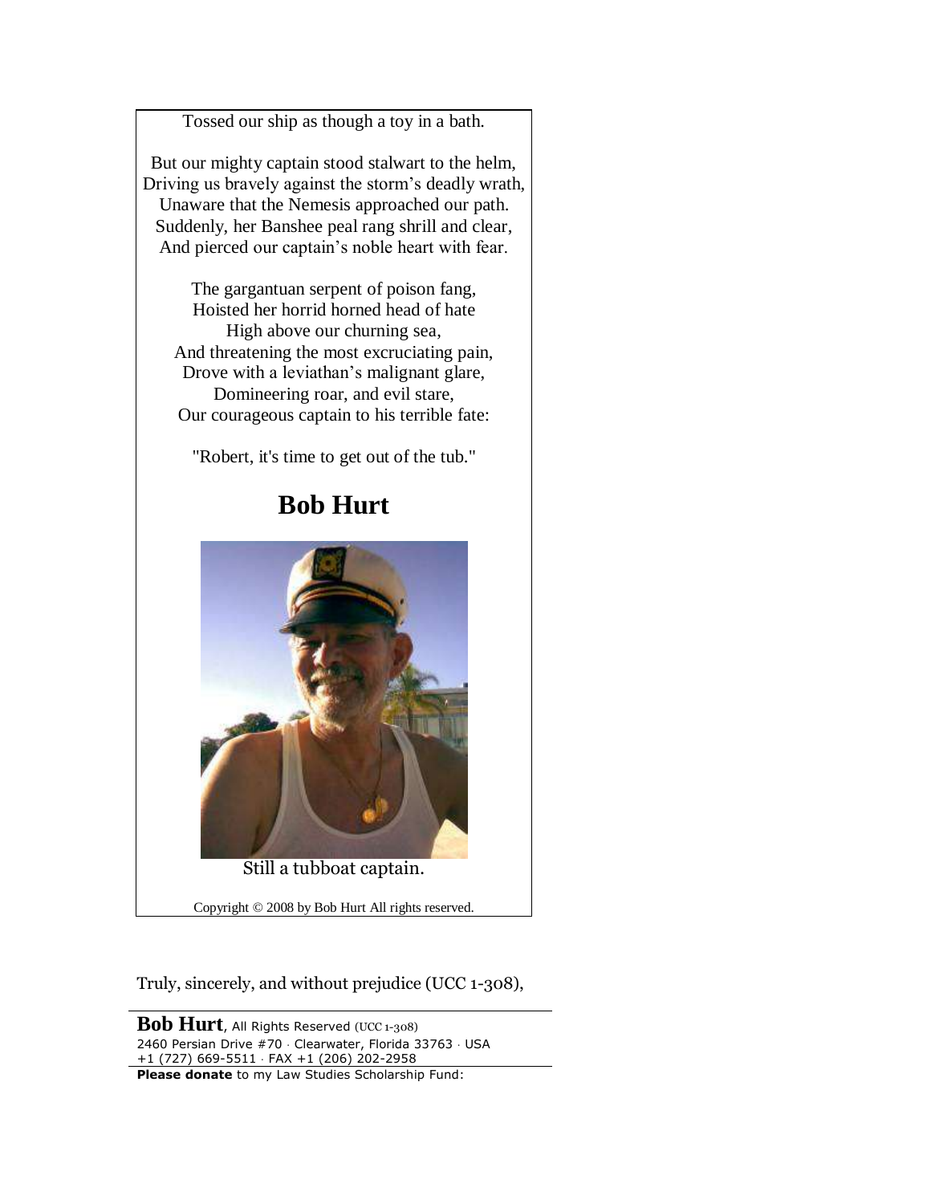Tossed our ship as though a toy in a bath.

But our mighty captain stood stalwart to the helm,
Driving us bravely against the storm's deadly wrath,
Unaware that the Nemesis approached our path.
Suddenly, her Banshee peal rang shrill and clear,
And pierced our captain's noble heart with fear.

The gargantuan serpent of poison fang,
Hoisted her horrid horned head of hate
High above our churning sea,
And threatening the most excruciating pain,
Drove with a leviathan's malignant glare,
Domineering roar, and evil stare,
Our courageous captain to his terrible fate:

"Robert, it's time to get out of the tub."

## Bob Hurt

Still a tubboat captain.

Copyright © 2008 by Bob Hurt All rights reserved.

Truly, sincerely, and without prejudice (UCC 1-308),

**Bob Hurt**, All Rights Reserved (UCC 1-308)
2460 Persian Drive #70 · Clearwater, Florida 33763 · USA
+1 (727) 669-5511 · FAX +1 (206) 202-2958
**Please donate** to my Law Studies Scholarship Fund: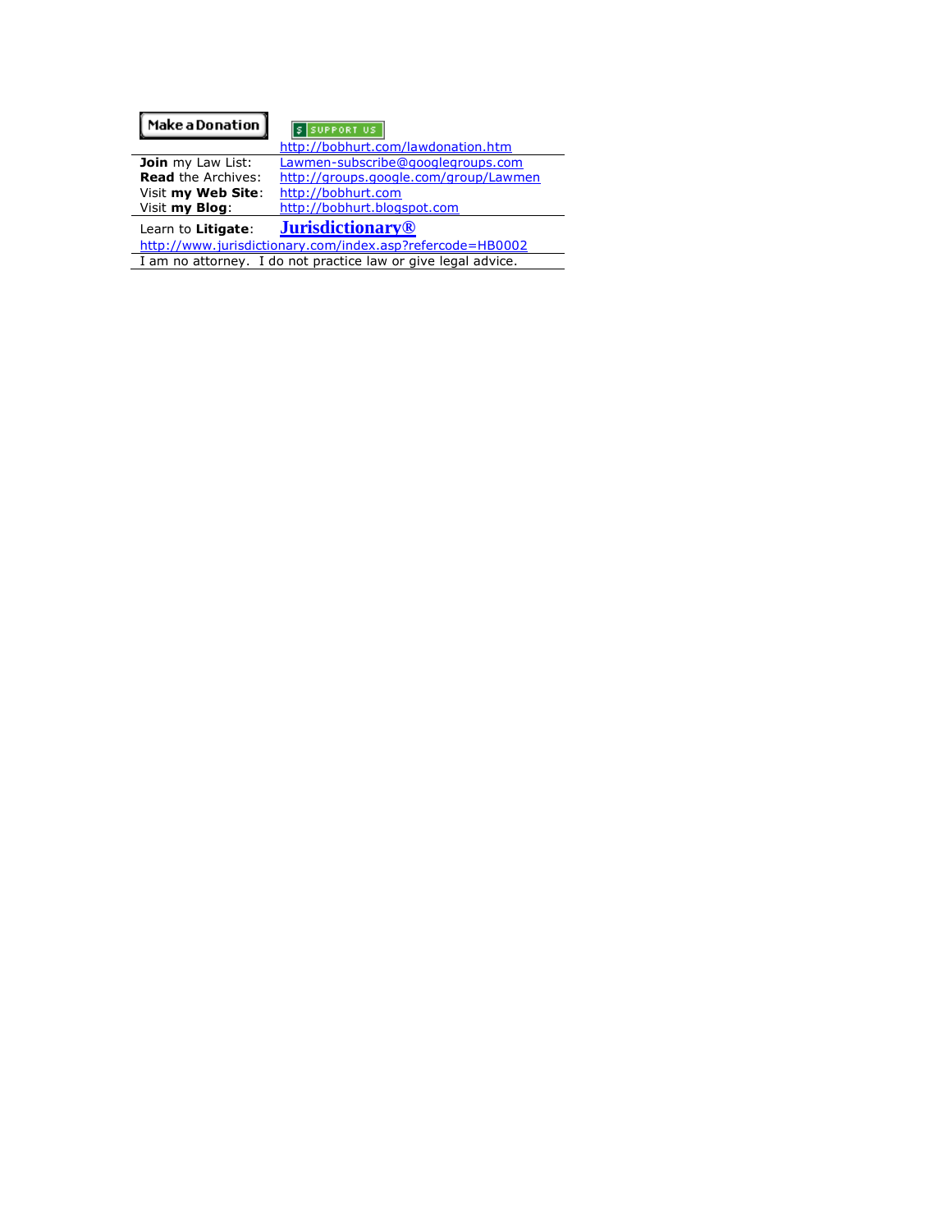| | |
|---|---|
| Make a Donation | $ SUPPORT US |
| | http://bobhurt.com/lawdonation.htm |
| **Join** my Law List: | Lawmen-subscribe@googlegroups.com |
| **Read** the Archives: | http://groups.google.com/group/Lawmen |
| Visit **my Web Site**: | http://bobhurt.com |
| Visit **my Blog**: | http://bobhurt.blogspot.com |
| Learn to **Litigate**: | **Jurisdictionary®** |
| http://www.jurisdictionary.com/index.asp?refercode=HB0002 | |

I am no attorney. I do not practice law or give legal advice.